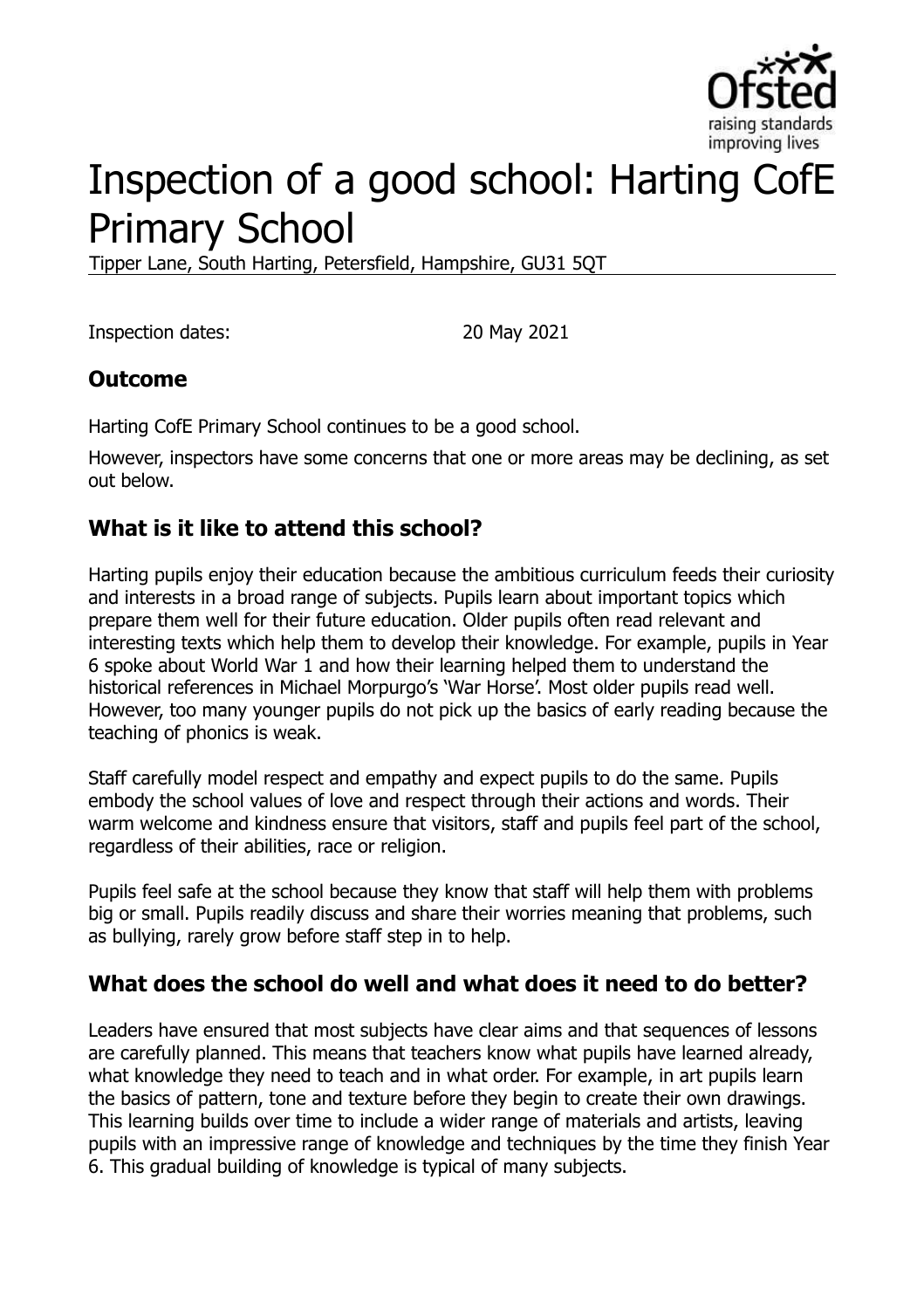# Inspection of a good school: Harting CofE Primary School

Tipper Lane, South Harting, Petersfield, Hampshire, GU31 5QT

Inspection dates: 20 May 2021

## Outcome

Harting CofE Primary School continues to be a good school.

However, inspectors have some concerns that one or more areas may be declining, as set out below.

## What is it like to attend this school?

Harting pupils enjoy their education because the ambitious curriculum feeds their curiosity and interests in a broad range of subjects. Pupils learn about important topics which prepare them well for their future education. Older pupils often read relevant and interesting texts which help them to develop their knowledge. For example, pupils in Year 6 spoke about World War 1 and how their learning helped them to understand the historical references in Michael Morpurgo's 'War Horse'. Most older pupils read well. However, too many younger pupils do not pick up the basics of early reading because the teaching of phonics is weak.

Staff carefully model respect and empathy and expect pupils to do the same. Pupils embody the school values of love and respect through their actions and words. Their warm welcome and kindness ensure that visitors, staff and pupils feel part of the school, regardless of their abilities, race or religion.

Pupils feel safe at the school because they know that staff will help them with problems big or small. Pupils readily discuss and share their worries meaning that problems, such as bullying, rarely grow before staff step in to help.

## What does the school do well and what does it need to do better?

Leaders have ensured that most subjects have clear aims and that sequences of lessons are carefully planned. This means that teachers know what pupils have learned already, what knowledge they need to teach and in what order. For example, in art pupils learn the basics of pattern, tone and texture before they begin to create their own drawings. This learning builds over time to include a wider range of materials and artists, leaving pupils with an impressive range of knowledge and techniques by the time they finish Year 6. This gradual building of knowledge is typical of many subjects.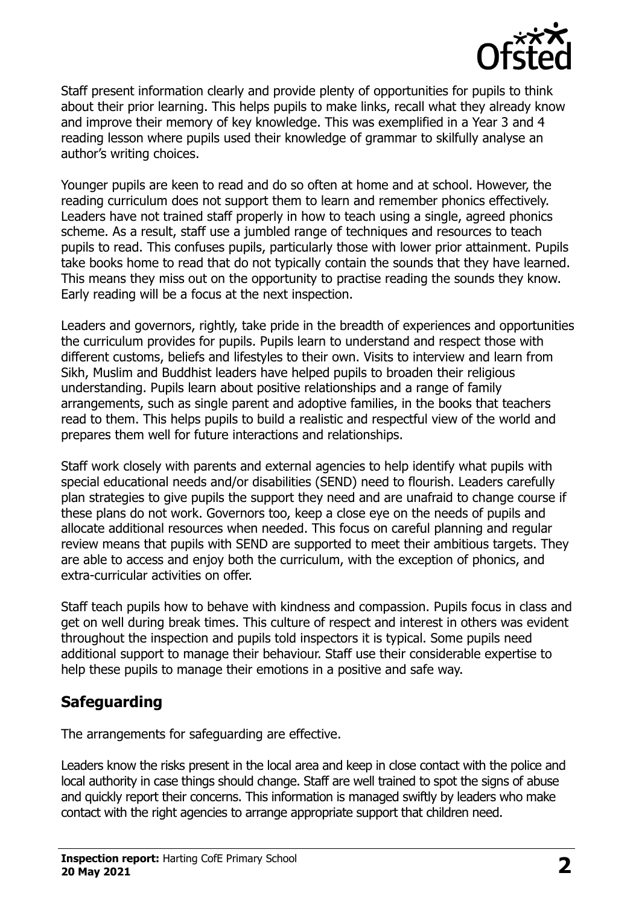Staff present information clearly and provide plenty of opportunities for pupils to think about their prior learning. This helps pupils to make links, recall what they already know and improve their memory of key knowledge. This was exemplified in a Year 3 and 4 reading lesson where pupils used their knowledge of grammar to skilfully analyse an author's writing choices.

Younger pupils are keen to read and do so often at home and at school. However, the reading curriculum does not support them to learn and remember phonics effectively. Leaders have not trained staff properly in how to teach using a single, agreed phonics scheme. As a result, staff use a jumbled range of techniques and resources to teach pupils to read. This confuses pupils, particularly those with lower prior attainment. Pupils take books home to read that do not typically contain the sounds that they have learned. This means they miss out on the opportunity to practise reading the sounds they know. Early reading will be a focus at the next inspection.

Leaders and governors, rightly, take pride in the breadth of experiences and opportunities the curriculum provides for pupils. Pupils learn to understand and respect those with different customs, beliefs and lifestyles to their own. Visits to interview and learn from Sikh, Muslim and Buddhist leaders have helped pupils to broaden their religious understanding. Pupils learn about positive relationships and a range of family arrangements, such as single parent and adoptive families, in the books that teachers read to them. This helps pupils to build a realistic and respectful view of the world and prepares them well for future interactions and relationships.

Staff work closely with parents and external agencies to help identify what pupils with special educational needs and/or disabilities (SEND) need to flourish. Leaders carefully plan strategies to give pupils the support they need and are unafraid to change course if these plans do not work. Governors too, keep a close eye on the needs of pupils and allocate additional resources when needed. This focus on careful planning and regular review means that pupils with SEND are supported to meet their ambitious targets. They are able to access and enjoy both the curriculum, with the exception of phonics, and extra-curricular activities on offer.

Staff teach pupils how to behave with kindness and compassion. Pupils focus in class and get on well during break times. This culture of respect and interest in others was evident throughout the inspection and pupils told inspectors it is typical. Some pupils need additional support to manage their behaviour. Staff use their considerable expertise to help these pupils to manage their emotions in a positive and safe way.

## Safeguarding

The arrangements for safeguarding are effective.

Leaders know the risks present in the local area and keep in close contact with the police and local authority in case things should change. Staff are well trained to spot the signs of abuse and quickly report their concerns. This information is managed swiftly by leaders who make contact with the right agencies to arrange appropriate support that children need.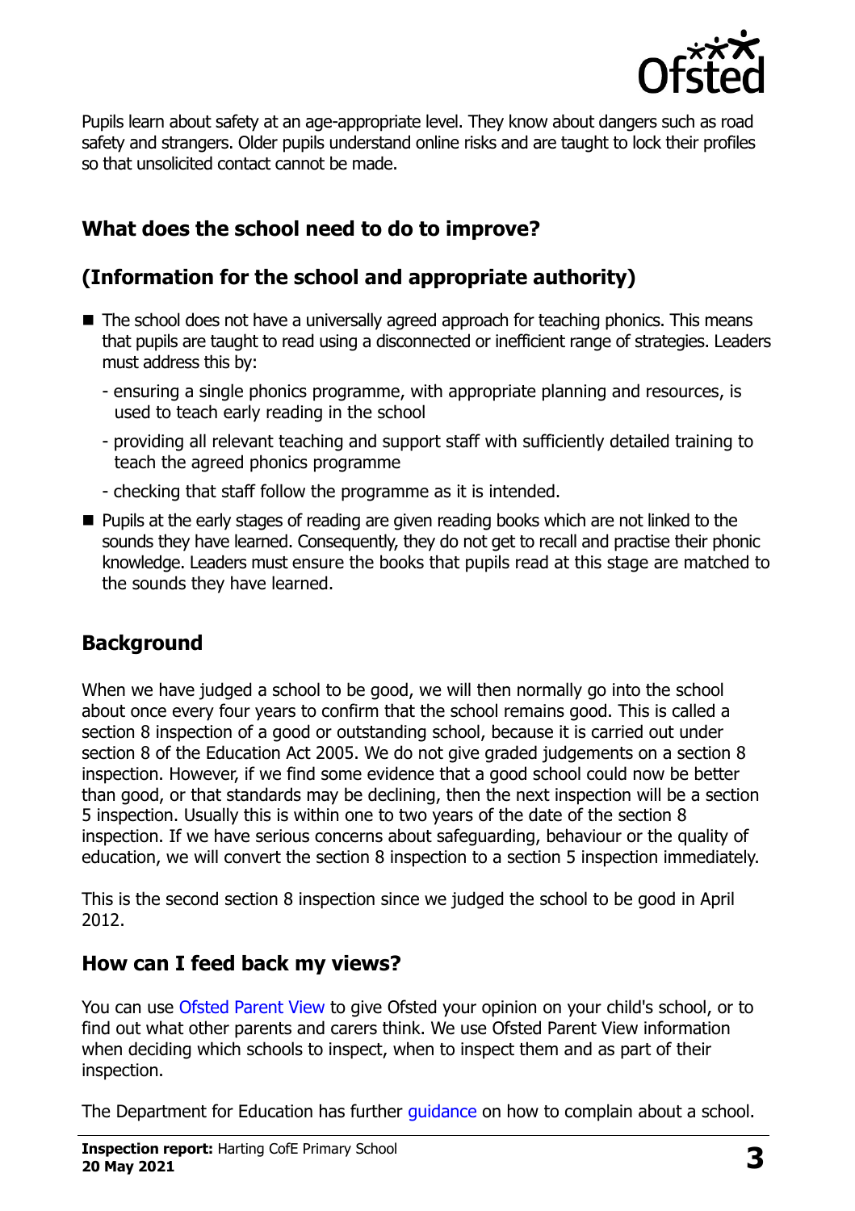Pupils learn about safety at an age-appropriate level. They know about dangers such as road safety and strangers. Older pupils understand online risks and are taught to lock their profiles so that unsolicited contact cannot be made.

## What does the school need to do to improve?

## (Information for the school and appropriate authority)

- The school does not have a universally agreed approach for teaching phonics. This means that pupils are taught to read using a disconnected or inefficient range of strategies. Leaders must address this by:
  - ensuring a single phonics programme, with appropriate planning and resources, is used to teach early reading in the school
  - providing all relevant teaching and support staff with sufficiently detailed training to teach the agreed phonics programme
  - checking that staff follow the programme as it is intended.
- Pupils at the early stages of reading are given reading books which are not linked to the sounds they have learned. Consequently, they do not get to recall and practise their phonic knowledge. Leaders must ensure the books that pupils read at this stage are matched to the sounds they have learned.

## Background

When we have judged a school to be good, we will then normally go into the school about once every four years to confirm that the school remains good. This is called a section 8 inspection of a good or outstanding school, because it is carried out under section 8 of the Education Act 2005. We do not give graded judgements on a section 8 inspection. However, if we find some evidence that a good school could now be better than good, or that standards may be declining, then the next inspection will be a section 5 inspection. Usually this is within one to two years of the date of the section 8 inspection. If we have serious concerns about safeguarding, behaviour or the quality of education, we will convert the section 8 inspection to a section 5 inspection immediately.

This is the second section 8 inspection since we judged the school to be good in April 2012.

## How can I feed back my views?

You can use Ofsted Parent View to give Ofsted your opinion on your child's school, or to find out what other parents and carers think. We use Ofsted Parent View information when deciding which schools to inspect, when to inspect them and as part of their inspection.

The Department for Education has further guidance on how to complain about a school.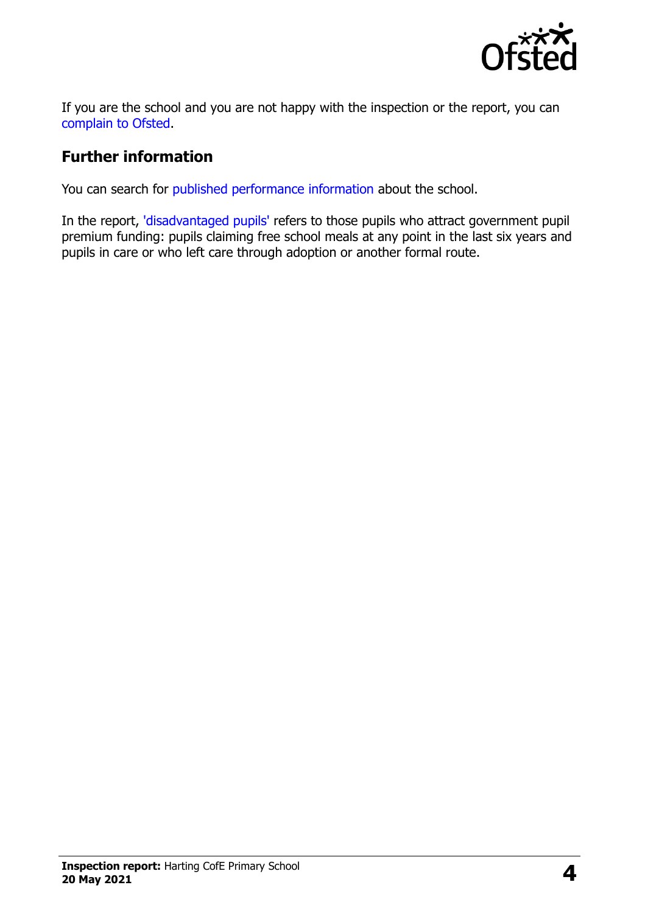If you are the school and you are not happy with the inspection or the report, you can complain to Ofsted.

## Further information

You can search for published performance information about the school.

In the report, 'disadvantaged pupils' refers to those pupils who attract government pupil premium funding: pupils claiming free school meals at any point in the last six years and pupils in care or who left care through adoption or another formal route.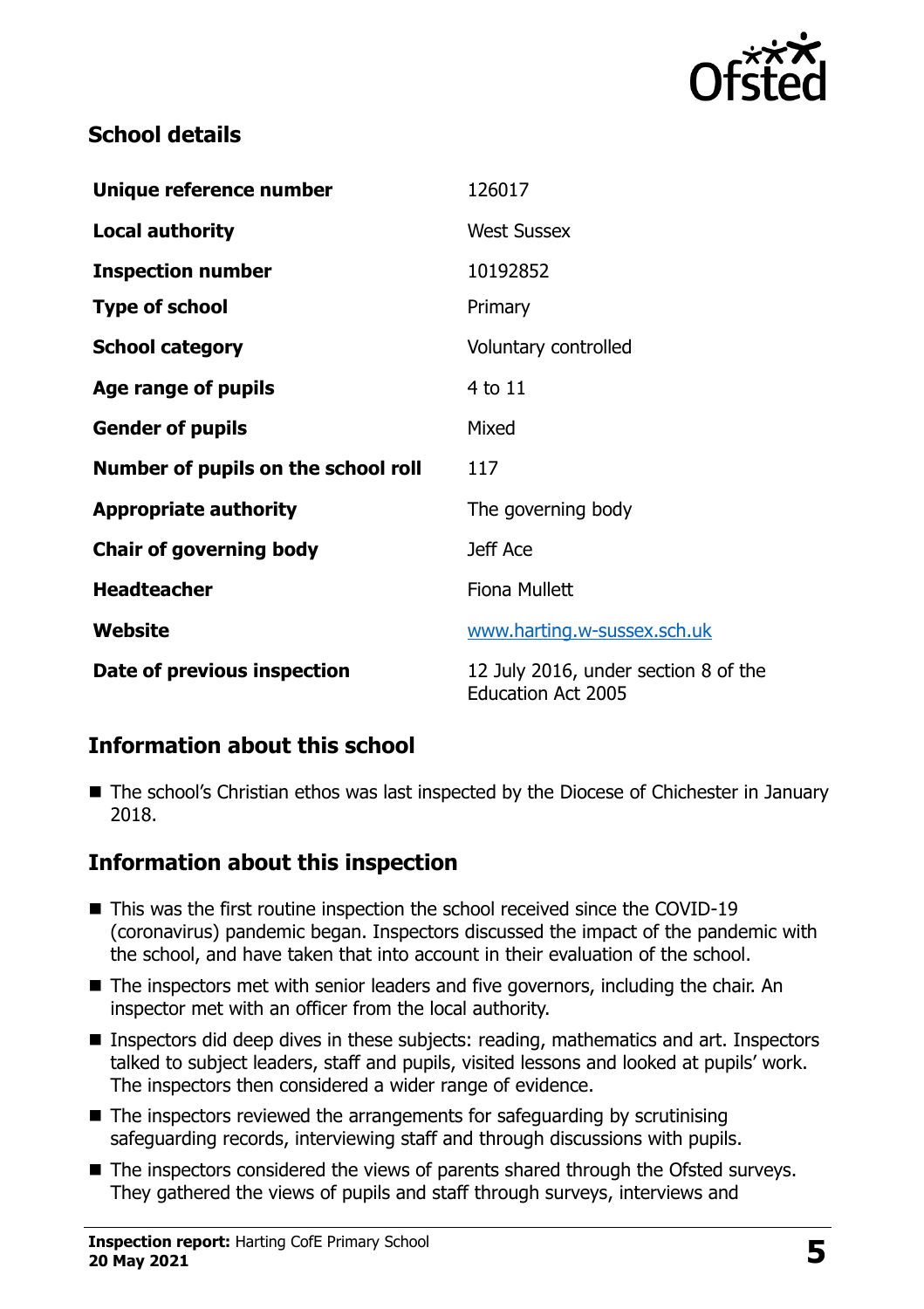## School details

| | |
|---|---|
| **Unique reference number** | 126017 |
| **Local authority** | West Sussex |
| **Inspection number** | 10192852 |
| **Type of school** | Primary |
| **School category** | Voluntary controlled |
| **Age range of pupils** | 4 to 11 |
| **Gender of pupils** | Mixed |
| **Number of pupils on the school roll** | 117 |
| **Appropriate authority** | The governing body |
| **Chair of governing body** | Jeff Ace |
| **Headteacher** | Fiona Mullett |
| **Website** | www.harting.w-sussex.sch.uk |
| **Date of previous inspection** | 12 July 2016, under section 8 of the Education Act 2005 |

## Information about this school

- The school's Christian ethos was last inspected by the Diocese of Chichester in January 2018.

## Information about this inspection

- This was the first routine inspection the school received since the COVID-19 (coronavirus) pandemic began. Inspectors discussed the impact of the pandemic with the school, and have taken that into account in their evaluation of the school.
- The inspectors met with senior leaders and five governors, including the chair. An inspector met with an officer from the local authority.
- Inspectors did deep dives in these subjects: reading, mathematics and art. Inspectors talked to subject leaders, staff and pupils, visited lessons and looked at pupils' work. The inspectors then considered a wider range of evidence.
- The inspectors reviewed the arrangements for safeguarding by scrutinising safeguarding records, interviewing staff and through discussions with pupils.
- The inspectors considered the views of parents shared through the Ofsted surveys. They gathered the views of pupils and staff through surveys, interviews and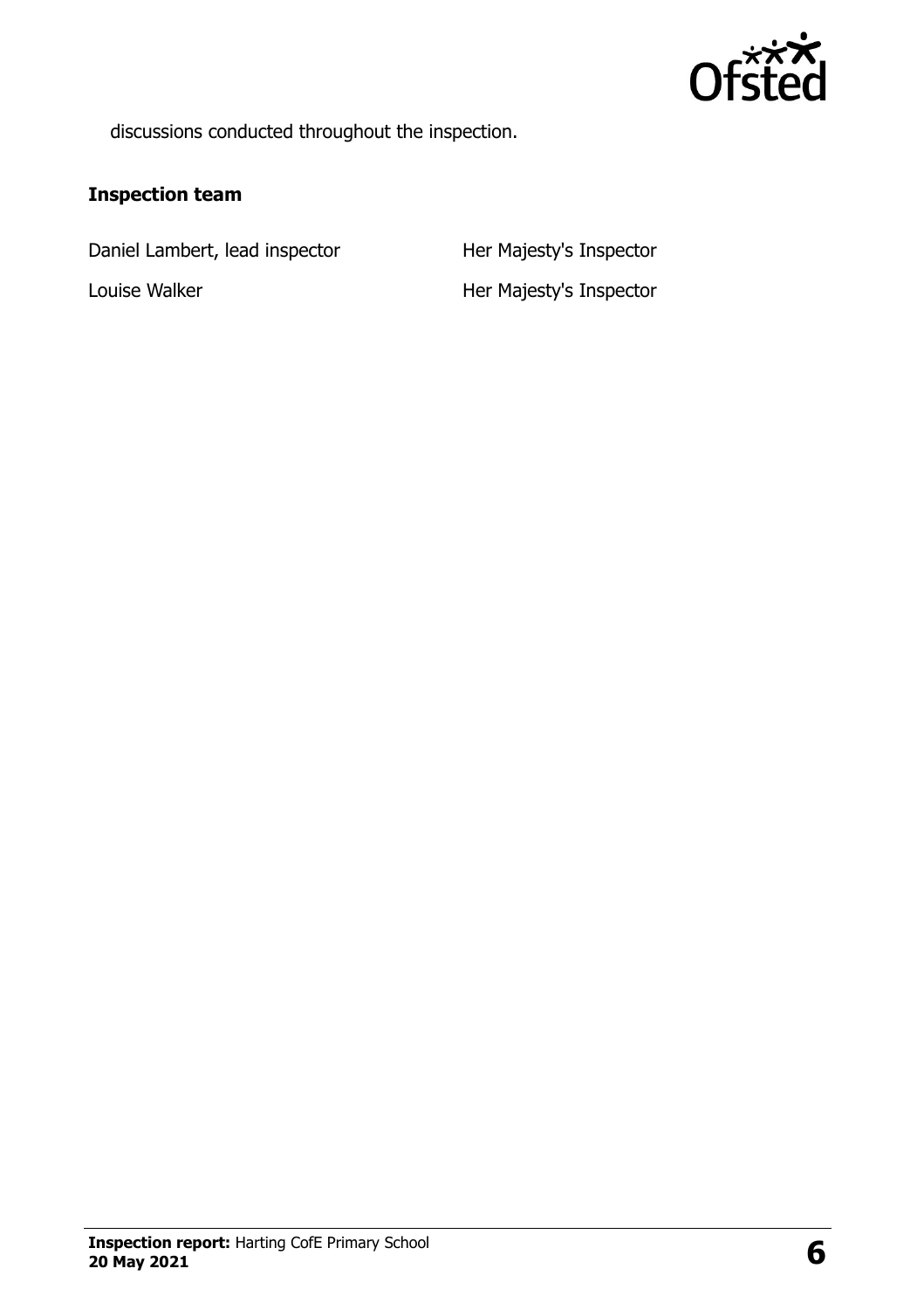discussions conducted throughout the inspection.

### Inspection team

| | |
|---|---|
| Daniel Lambert, lead inspector | Her Majesty's Inspector |
| Louise Walker | Her Majesty's Inspector |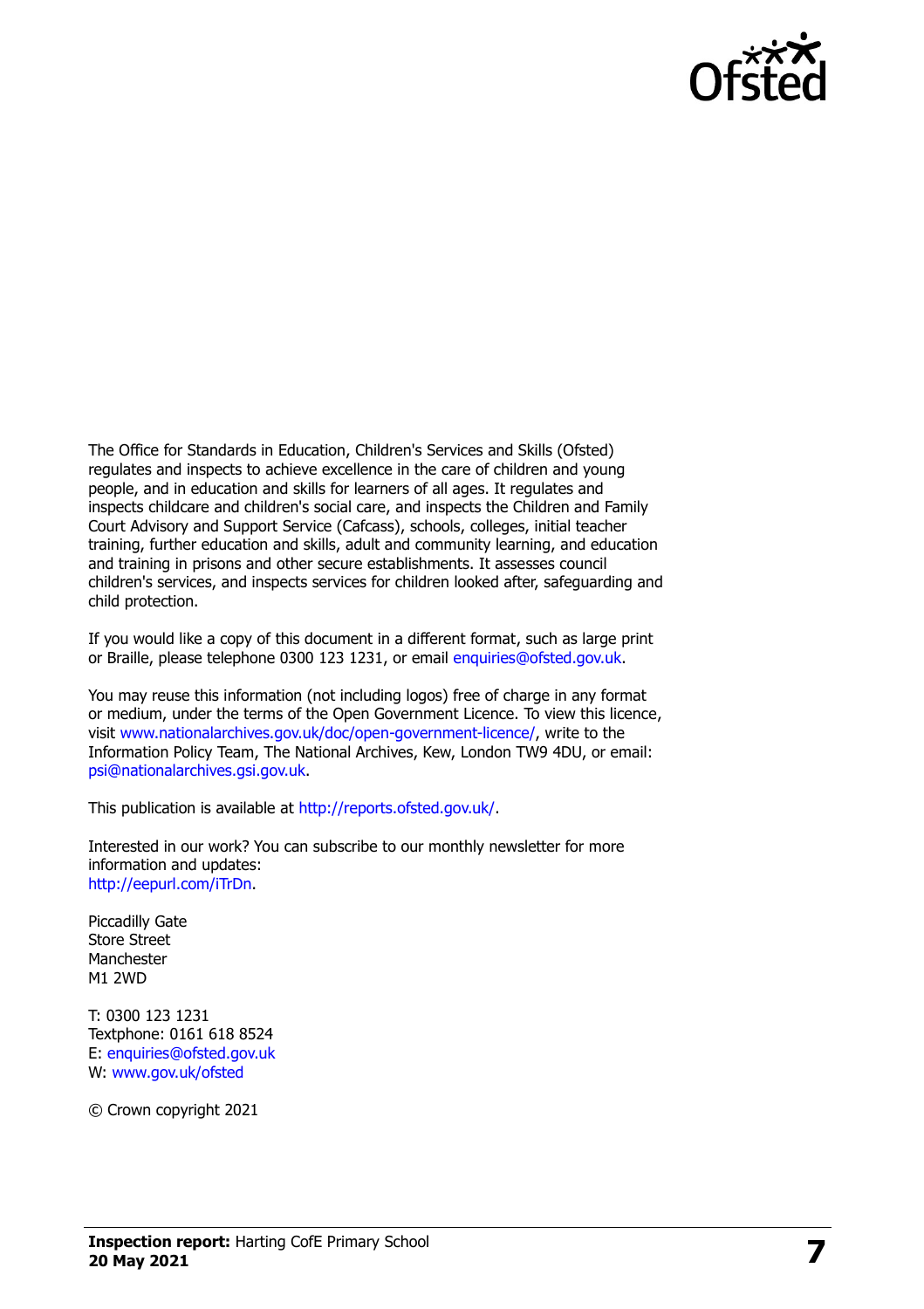The Office for Standards in Education, Children's Services and Skills (Ofsted) regulates and inspects to achieve excellence in the care of children and young people, and in education and skills for learners of all ages. It regulates and inspects childcare and children's social care, and inspects the Children and Family Court Advisory and Support Service (Cafcass), schools, colleges, initial teacher training, further education and skills, adult and community learning, and education and training in prisons and other secure establishments. It assesses council children's services, and inspects services for children looked after, safeguarding and child protection.

If you would like a copy of this document in a different format, such as large print or Braille, please telephone 0300 123 1231, or email enquiries@ofsted.gov.uk.

You may reuse this information (not including logos) free of charge in any format or medium, under the terms of the Open Government Licence. To view this licence, visit www.nationalarchives.gov.uk/doc/open-government-licence/, write to the Information Policy Team, The National Archives, Kew, London TW9 4DU, or email: psi@nationalarchives.gsi.gov.uk.

This publication is available at http://reports.ofsted.gov.uk/.

Interested in our work? You can subscribe to our monthly newsletter for more information and updates:
http://eepurl.com/iTrDn.

Piccadilly Gate
Store Street
Manchester
M1 2WD

T: 0300 123 1231
Textphone: 0161 618 8524
E: enquiries@ofsted.gov.uk
W: www.gov.uk/ofsted

© Crown copyright 2021